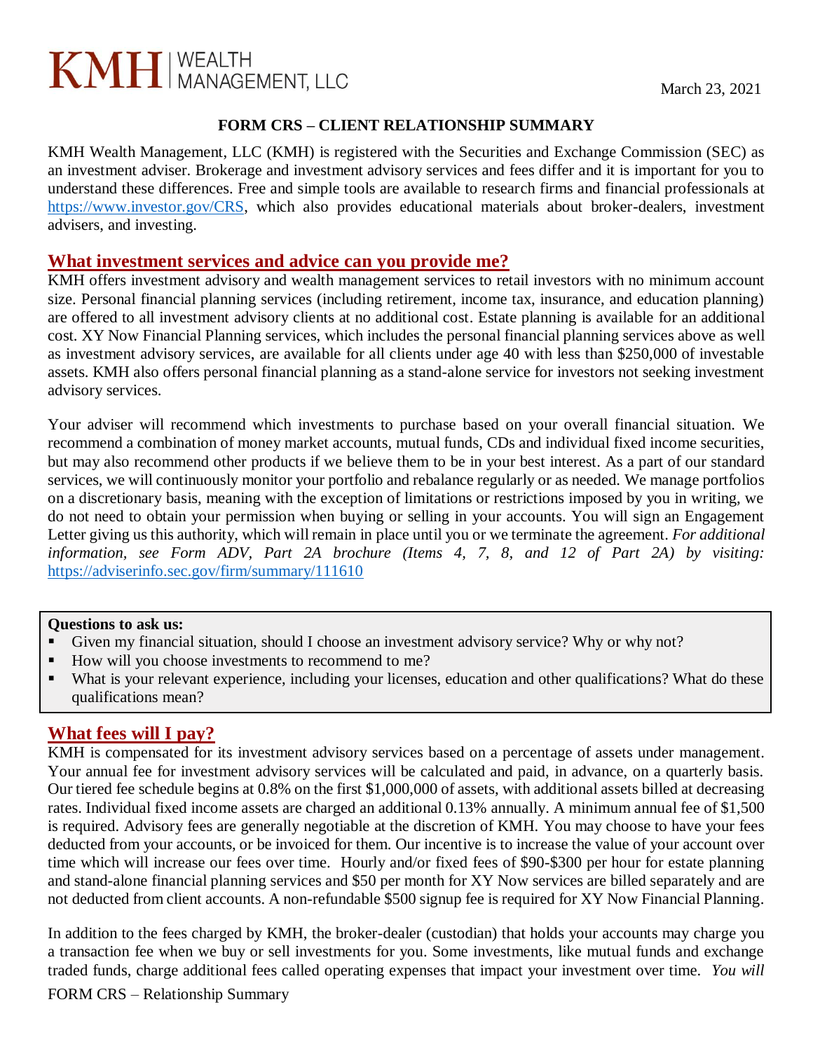KMH | WEALTH MANAGEMENT, LLC

March 23, 2021

# FORM CRS – CLIENT RELATIONSHIP SUMMARY

KMH Wealth Management, LLC (KMH) is registered with the Securities and Exchange Commission (SEC) as an investment adviser. Brokerage and investment advisory services and fees differ and it is important for you to understand these differences. Free and simple tools are available to research firms and financial professionals at https://www.investor.gov/CRS, which also provides educational materials about broker-dealers, investment advisers, and investing.

## What investment services and advice can you provide me?

KMH offers investment advisory and wealth management services to retail investors with no minimum account size. Personal financial planning services (including retirement, income tax, insurance, and education planning) are offered to all investment advisory clients at no additional cost. Estate planning is available for an additional cost. XY Now Financial Planning services, which includes the personal financial planning services above as well as investment advisory services, are available for all clients under age 40 with less than $250,000 of investable assets. KMH also offers personal financial planning as a stand-alone service for investors not seeking investment advisory services.

Your adviser will recommend which investments to purchase based on your overall financial situation. We recommend a combination of money market accounts, mutual funds, CDs and individual fixed income securities, but may also recommend other products if we believe them to be in your best interest. As a part of our standard services, we will continuously monitor your portfolio and rebalance regularly or as needed. We manage portfolios on a discretionary basis, meaning with the exception of limitations or restrictions imposed by you in writing, we do not need to obtain your permission when buying or selling in your accounts. You will sign an Engagement Letter giving us this authority, which will remain in place until you or we terminate the agreement. *For additional information, see Form ADV, Part 2A brochure (Items 4, 7, 8, and 12 of Part 2A) by visiting:* https://adviserinfo.sec.gov/firm/summary/111610

**Questions to ask us:**

- Given my financial situation, should I choose an investment advisory service? Why or why not?
- How will you choose investments to recommend to me?
- What is your relevant experience, including your licenses, education and other qualifications? What do these qualifications mean?

## What fees will I pay?

KMH is compensated for its investment advisory services based on a percentage of assets under management. Your annual fee for investment advisory services will be calculated and paid, in advance, on a quarterly basis. Our tiered fee schedule begins at 0.8% on the first $1,000,000 of assets, with additional assets billed at decreasing rates. Individual fixed income assets are charged an additional 0.13% annually. A minimum annual fee of $1,500 is required. Advisory fees are generally negotiable at the discretion of KMH. You may choose to have your fees deducted from your accounts, or be invoiced for them. Our incentive is to increase the value of your account over time which will increase our fees over time. Hourly and/or fixed fees of $90-$300 per hour for estate planning and stand-alone financial planning services and $50 per month for XY Now services are billed separately and are not deducted from client accounts. A non-refundable $500 signup fee is required for XY Now Financial Planning.

In addition to the fees charged by KMH, the broker-dealer (custodian) that holds your accounts may charge you a transaction fee when we buy or sell investments for you. Some investments, like mutual funds and exchange traded funds, charge additional fees called operating expenses that impact your investment over time. *You will*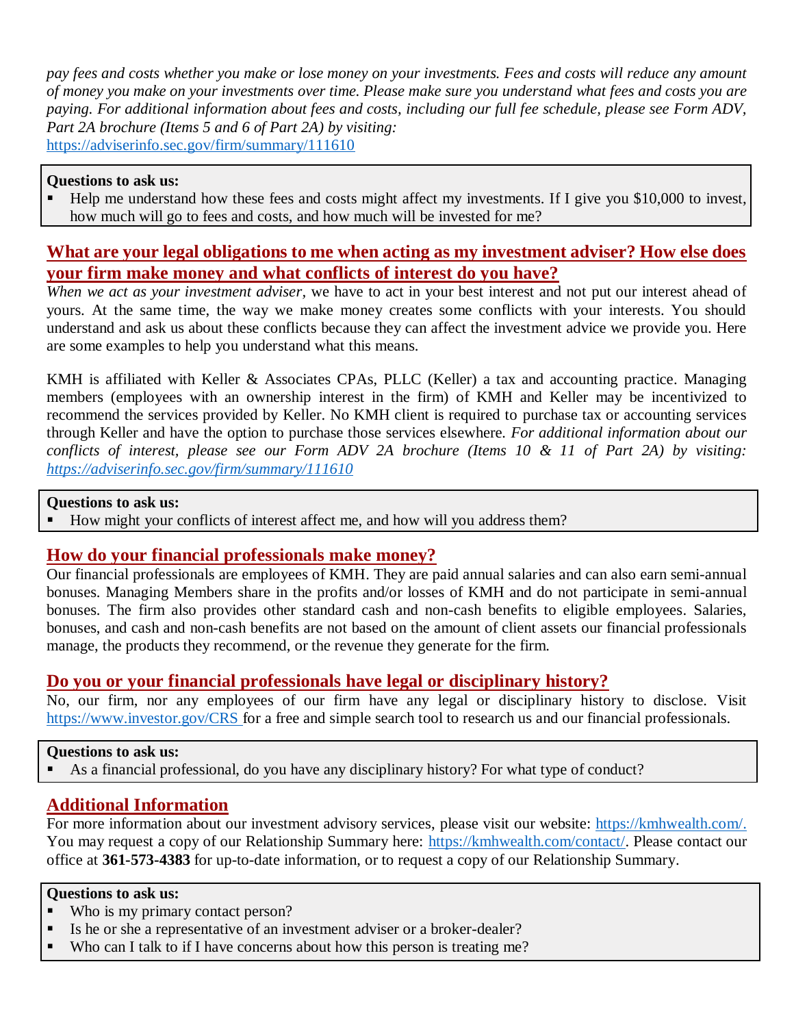*pay fees and costs whether you make or lose money on your investments. Fees and costs will reduce any amount of money you make on your investments over time. Please make sure you understand what fees and costs you are paying. For additional information about fees and costs, including our full fee schedule, please see Form ADV, Part 2A brochure (Items 5 and 6 of Part 2A) by visiting:* https://adviserinfo.sec.gov/firm/summary/111610

**Questions to ask us:**

- Help me understand how these fees and costs might affect my investments. If I give you $10,000 to invest, how much will go to fees and costs, and how much will be invested for me?

## What are your legal obligations to me when acting as my investment adviser? How else does your firm make money and what conflicts of interest do you have?

*When we act as your investment adviser*, we have to act in your best interest and not put our interest ahead of yours. At the same time, the way we make money creates some conflicts with your interests. You should understand and ask us about these conflicts because they can affect the investment advice we provide you. Here are some examples to help you understand what this means.

KMH is affiliated with Keller & Associates CPAs, PLLC (Keller) a tax and accounting practice. Managing members (employees with an ownership interest in the firm) of KMH and Keller may be incentivized to recommend the services provided by Keller. No KMH client is required to purchase tax or accounting services through Keller and have the option to purchase those services elsewhere. *For additional information about our conflicts of interest, please see our Form ADV 2A brochure (Items 10 & 11 of Part 2A) by visiting: https://adviserinfo.sec.gov/firm/summary/111610*

**Questions to ask us:**

- How might your conflicts of interest affect me, and how will you address them?

## How do your financial professionals make money?

Our financial professionals are employees of KMH. They are paid annual salaries and can also earn semi-annual bonuses. Managing Members share in the profits and/or losses of KMH and do not participate in semi-annual bonuses. The firm also provides other standard cash and non-cash benefits to eligible employees. Salaries, bonuses, and cash and non-cash benefits are not based on the amount of client assets our financial professionals manage, the products they recommend, or the revenue they generate for the firm.

## Do you or your financial professionals have legal or disciplinary history?

No, our firm, nor any employees of our firm have any legal or disciplinary history to disclose. Visit https://www.investor.gov/CRS for a free and simple search tool to research us and our financial professionals.

**Questions to ask us:**

- As a financial professional, do you have any disciplinary history? For what type of conduct?

## Additional Information

For more information about our investment advisory services, please visit our website: https://kmhwealth.com/. You may request a copy of our Relationship Summary here: https://kmhwealth.com/contact/. Please contact our office at **361-573-4383** for up-to-date information, or to request a copy of our Relationship Summary.

**Questions to ask us:**

- Who is my primary contact person?
- Is he or she a representative of an investment adviser or a broker-dealer?
- Who can I talk to if I have concerns about how this person is treating me?